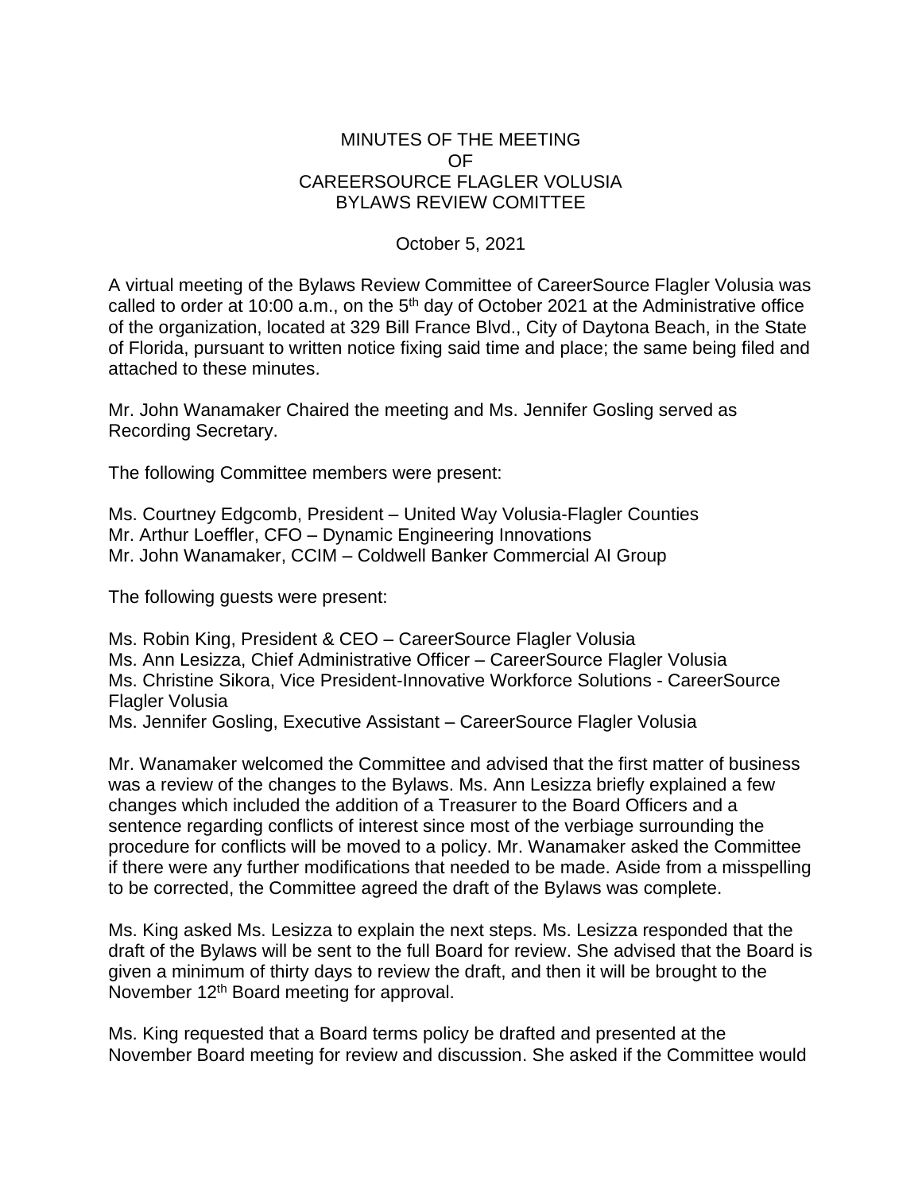# MINUTES OF THE MEETING
# OF
# CAREERSOURCE FLAGLER VOLUSIA
# BYLAWS REVIEW COMITTEE

October 5, 2021

A virtual meeting of the Bylaws Review Committee of CareerSource Flagler Volusia was called to order at 10:00 a.m., on the 5th day of October 2021 at the Administrative office of the organization, located at 329 Bill France Blvd., City of Daytona Beach, in the State of Florida, pursuant to written notice fixing said time and place; the same being filed and attached to these minutes.

Mr. John Wanamaker Chaired the meeting and Ms. Jennifer Gosling served as Recording Secretary.

The following Committee members were present:

Ms. Courtney Edgcomb, President – United Way Volusia-Flagler Counties
Mr. Arthur Loeffler, CFO – Dynamic Engineering Innovations
Mr. John Wanamaker, CCIM – Coldwell Banker Commercial AI Group

The following guests were present:

Ms. Robin King, President & CEO – CareerSource Flagler Volusia
Ms. Ann Lesizza, Chief Administrative Officer – CareerSource Flagler Volusia
Ms. Christine Sikora, Vice President-Innovative Workforce Solutions - CareerSource Flagler Volusia
Ms. Jennifer Gosling, Executive Assistant – CareerSource Flagler Volusia

Mr. Wanamaker welcomed the Committee and advised that the first matter of business was a review of the changes to the Bylaws. Ms. Ann Lesizza briefly explained a few changes which included the addition of a Treasurer to the Board Officers and a sentence regarding conflicts of interest since most of the verbiage surrounding the procedure for conflicts will be moved to a policy. Mr. Wanamaker asked the Committee if there were any further modifications that needed to be made. Aside from a misspelling to be corrected, the Committee agreed the draft of the Bylaws was complete.

Ms. King asked Ms. Lesizza to explain the next steps. Ms. Lesizza responded that the draft of the Bylaws will be sent to the full Board for review. She advised that the Board is given a minimum of thirty days to review the draft, and then it will be brought to the November 12th Board meeting for approval.

Ms. King requested that a Board terms policy be drafted and presented at the November Board meeting for review and discussion. She asked if the Committee would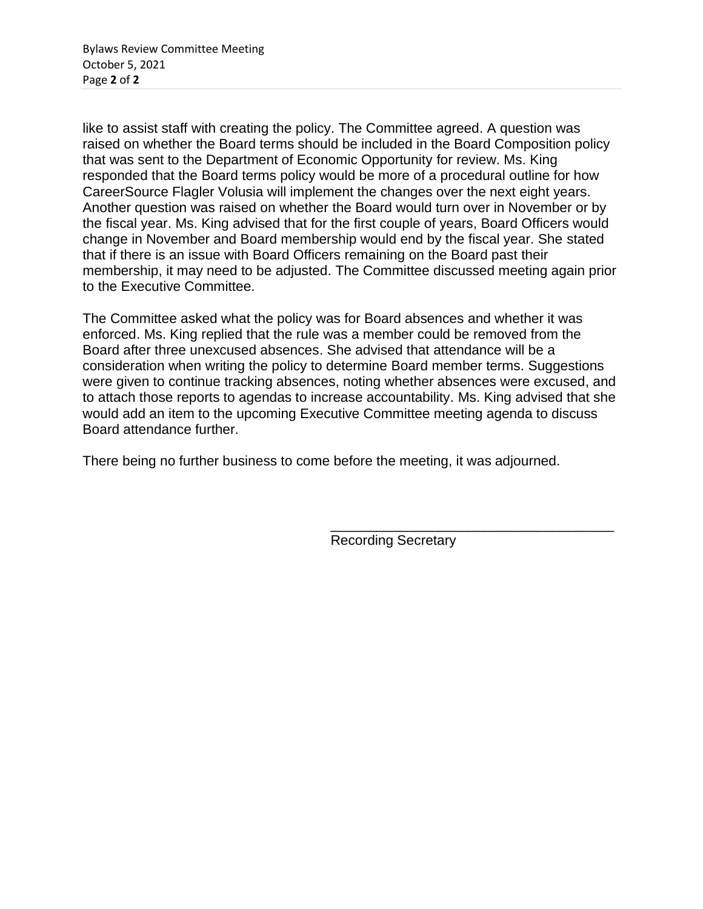like to assist staff with creating the policy. The Committee agreed. A question was raised on whether the Board terms should be included in the Board Composition policy that was sent to the Department of Economic Opportunity for review. Ms. King responded that the Board terms policy would be more of a procedural outline for how CareerSource Flagler Volusia will implement the changes over the next eight years. Another question was raised on whether the Board would turn over in November or by the fiscal year. Ms. King advised that for the first couple of years, Board Officers would change in November and Board membership would end by the fiscal year. She stated that if there is an issue with Board Officers remaining on the Board past their membership, it may need to be adjusted. The Committee discussed meeting again prior to the Executive Committee.

The Committee asked what the policy was for Board absences and whether it was enforced. Ms. King replied that the rule was a member could be removed from the Board after three unexcused absences. She advised that attendance will be a consideration when writing the policy to determine Board member terms. Suggestions were given to continue tracking absences, noting whether absences were excused, and to attach those reports to agendas to increase accountability. Ms. King advised that she would add an item to the upcoming Executive Committee meeting agenda to discuss Board attendance further.

There being no further business to come before the meeting, it was adjourned.

\_\_\_\_\_\_\_\_\_\_\_\_\_\_\_\_\_\_\_\_\_\_\_\_\_\_\_\_\_\_\_\_\_\_\_\_\_\_
Recording Secretary